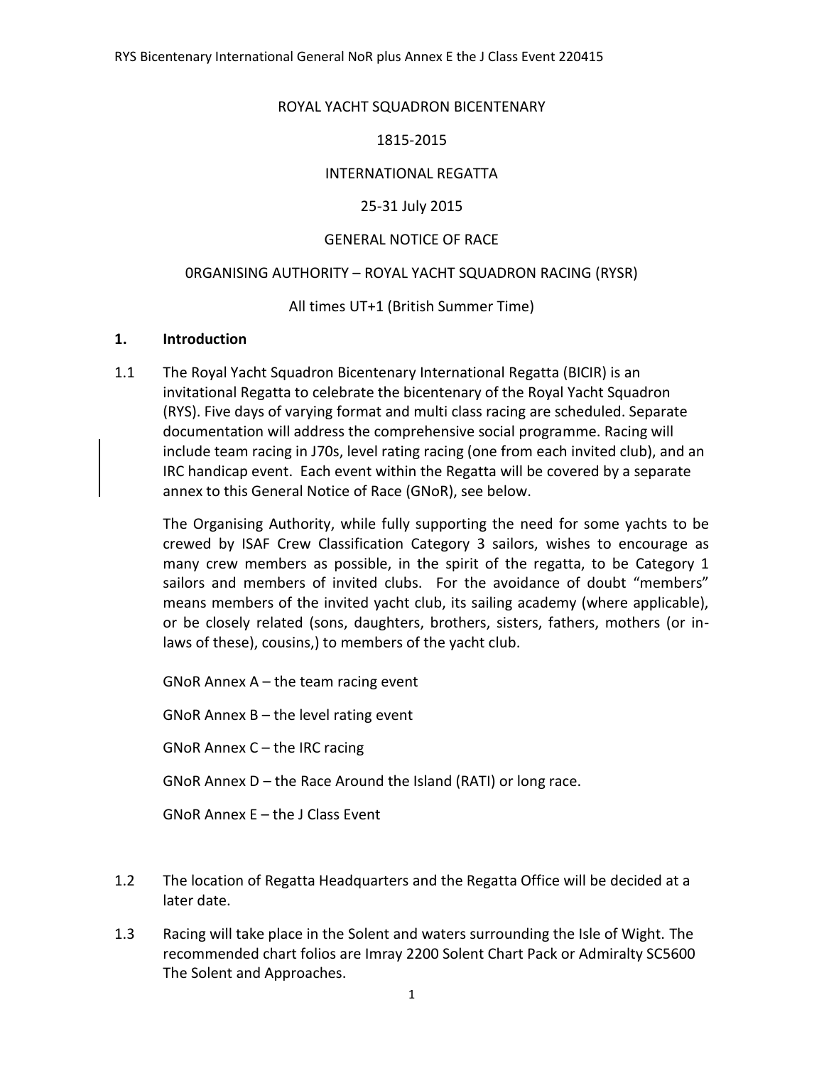ROYAL YACHT SQUADRON BICENTENARY

1815-2015

INTERNATIONAL REGATTA

25-31 July 2015

GENERAL NOTICE OF RACE

0RGANISING AUTHORITY – ROYAL YACHT SQUADRON RACING (RYSR)

All times UT+1 (British Summer Time)

## 1. Introduction

1.1 The Royal Yacht Squadron Bicentenary International Regatta (BICIR) is an invitational Regatta to celebrate the bicentenary of the Royal Yacht Squadron (RYS). Five days of varying format and multi class racing are scheduled. Separate documentation will address the comprehensive social programme. Racing will include team racing in J70s, level rating racing (one from each invited club), and an IRC handicap event. Each event within the Regatta will be covered by a separate annex to this General Notice of Race (GNoR), see below.

The Organising Authority, while fully supporting the need for some yachts to be crewed by ISAF Crew Classification Category 3 sailors, wishes to encourage as many crew members as possible, in the spirit of the regatta, to be Category 1 sailors and members of invited clubs. For the avoidance of doubt "members" means members of the invited yacht club, its sailing academy (where applicable), or be closely related (sons, daughters, brothers, sisters, fathers, mothers (or in-laws of these), cousins,) to members of the yacht club.

GNoR Annex A – the team racing event

GNoR Annex B – the level rating event

GNoR Annex C – the IRC racing

GNoR Annex D – the Race Around the Island (RATI) or long race.

GNoR Annex E – the J Class Event

1.2 The location of Regatta Headquarters and the Regatta Office will be decided at a later date.

1.3 Racing will take place in the Solent and waters surrounding the Isle of Wight. The recommended chart folios are Imray 2200 Solent Chart Pack or Admiralty SC5600 The Solent and Approaches.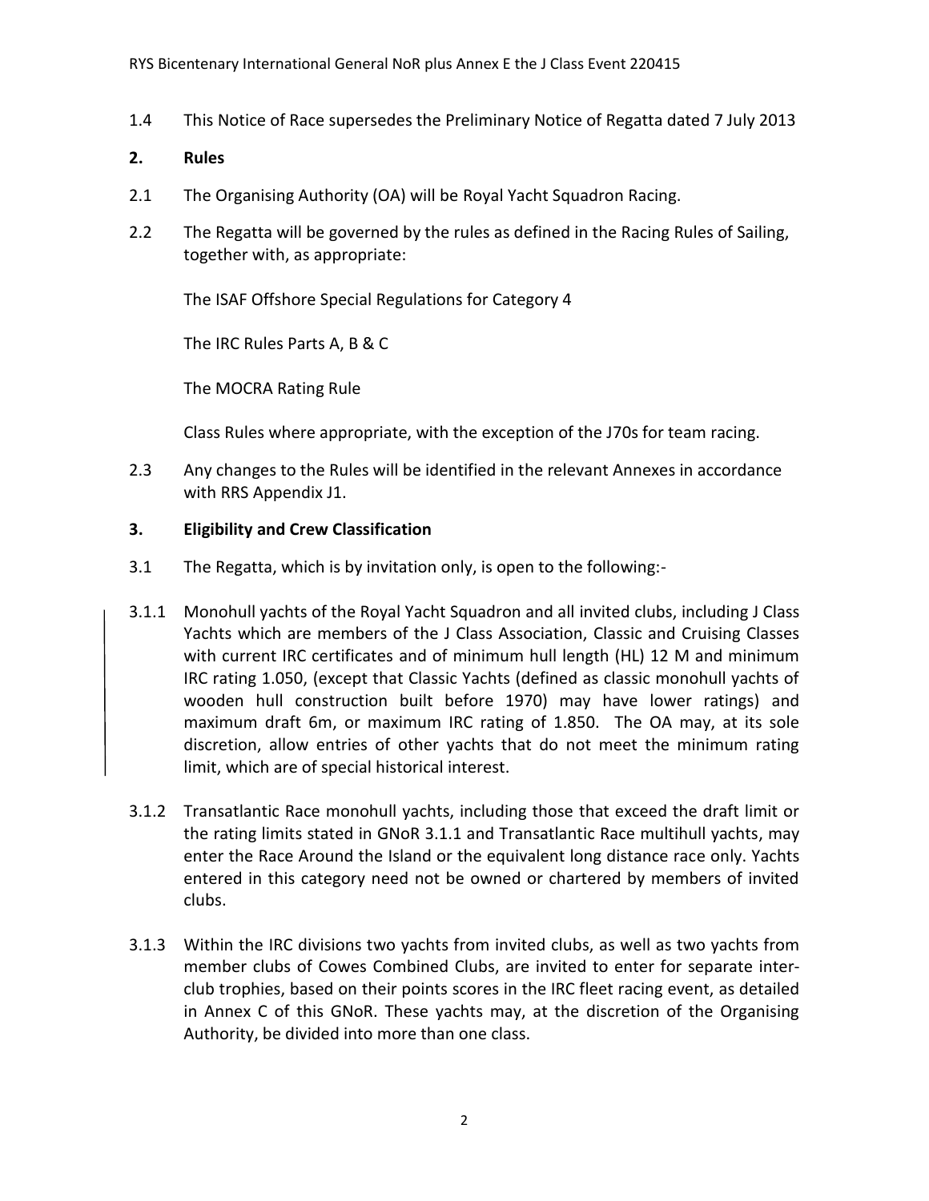1.4 This Notice of Race supersedes the Preliminary Notice of Regatta dated 7 July 2013

## 2. Rules

2.1 The Organising Authority (OA) will be Royal Yacht Squadron Racing.

2.2 The Regatta will be governed by the rules as defined in the Racing Rules of Sailing, together with, as appropriate:

The ISAF Offshore Special Regulations for Category 4

The IRC Rules Parts A, B & C

The MOCRA Rating Rule

Class Rules where appropriate, with the exception of the J70s for team racing.

2.3 Any changes to the Rules will be identified in the relevant Annexes in accordance with RRS Appendix J1.

## 3. Eligibility and Crew Classification

3.1 The Regatta, which is by invitation only, is open to the following:-

3.1.1 Monohull yachts of the Royal Yacht Squadron and all invited clubs, including J Class Yachts which are members of the J Class Association, Classic and Cruising Classes with current IRC certificates and of minimum hull length (HL) 12 M and minimum IRC rating 1.050, (except that Classic Yachts (defined as classic monohull yachts of wooden hull construction built before 1970) may have lower ratings) and maximum draft 6m, or maximum IRC rating of 1.850. The OA may, at its sole discretion, allow entries of other yachts that do not meet the minimum rating limit, which are of special historical interest.

3.1.2 Transatlantic Race monohull yachts, including those that exceed the draft limit or the rating limits stated in GNoR 3.1.1 and Transatlantic Race multihull yachts, may enter the Race Around the Island or the equivalent long distance race only. Yachts entered in this category need not be owned or chartered by members of invited clubs.

3.1.3 Within the IRC divisions two yachts from invited clubs, as well as two yachts from member clubs of Cowes Combined Clubs, are invited to enter for separate inter-club trophies, based on their points scores in the IRC fleet racing event, as detailed in Annex C of this GNoR. These yachts may, at the discretion of the Organising Authority, be divided into more than one class.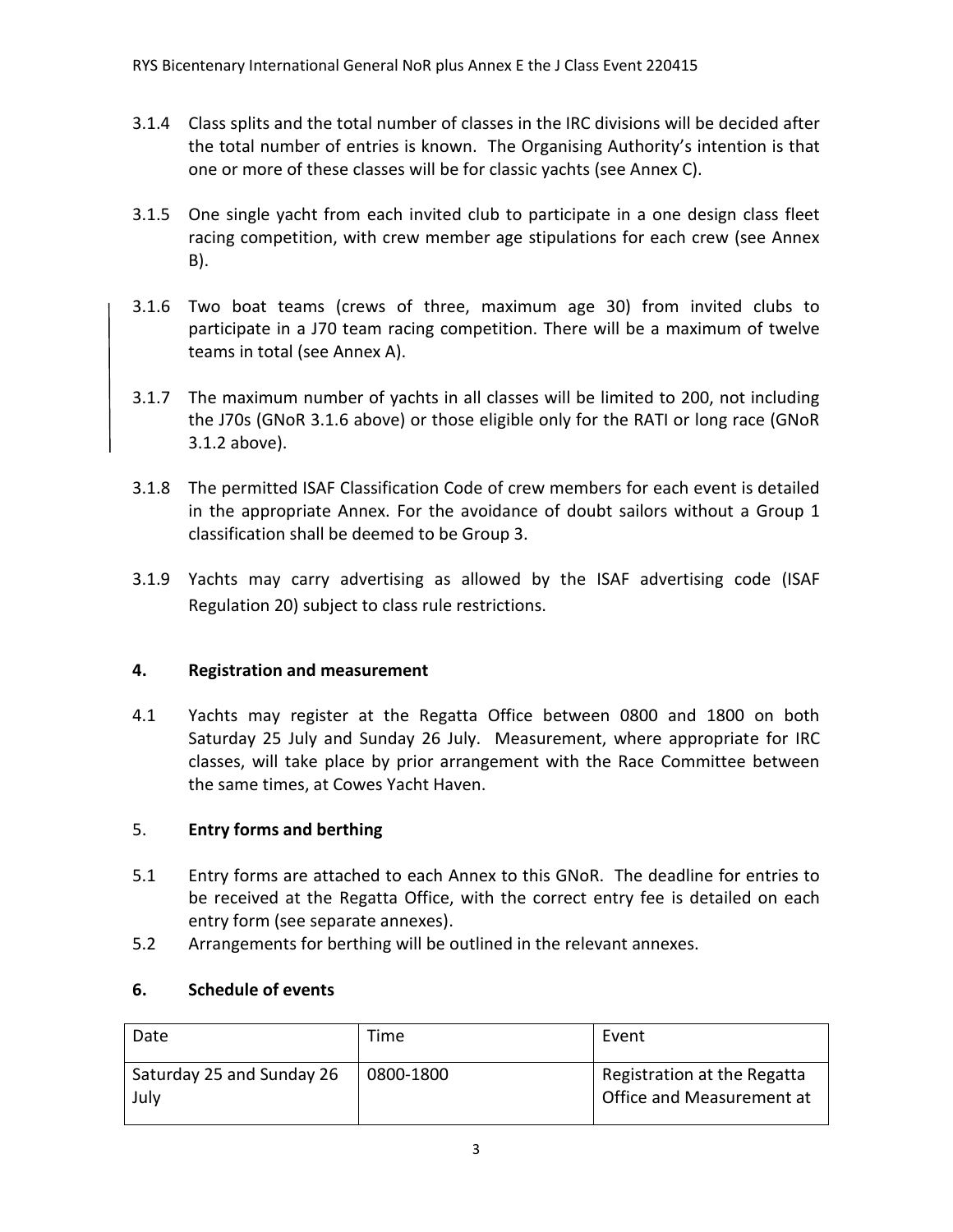3.1.4 Class splits and the total number of classes in the IRC divisions will be decided after the total number of entries is known. The Organising Authority's intention is that one or more of these classes will be for classic yachts (see Annex C).

3.1.5 One single yacht from each invited club to participate in a one design class fleet racing competition, with crew member age stipulations for each crew (see Annex B).

3.1.6 Two boat teams (crews of three, maximum age 30) from invited clubs to participate in a J70 team racing competition. There will be a maximum of twelve teams in total (see Annex A).

3.1.7 The maximum number of yachts in all classes will be limited to 200, not including the J70s (GNoR 3.1.6 above) or those eligible only for the RATI or long race (GNoR 3.1.2 above).

3.1.8 The permitted ISAF Classification Code of crew members for each event is detailed in the appropriate Annex. For the avoidance of doubt sailors without a Group 1 classification shall be deemed to be Group 3.

3.1.9 Yachts may carry advertising as allowed by the ISAF advertising code (ISAF Regulation 20) subject to class rule restrictions.

## 4. Registration and measurement

4.1 Yachts may register at the Regatta Office between 0800 and 1800 on both Saturday 25 July and Sunday 26 July. Measurement, where appropriate for IRC classes, will take place by prior arrangement with the Race Committee between the same times, at Cowes Yacht Haven.

## 5. Entry forms and berthing

5.1 Entry forms are attached to each Annex to this GNoR. The deadline for entries to be received at the Regatta Office, with the correct entry fee is detailed on each entry form (see separate annexes).

5.2 Arrangements for berthing will be outlined in the relevant annexes.

## 6. Schedule of events

| Date | Time | Event |
|---|---|---|
| Saturday 25 and Sunday 26 July | 0800-1800 | Registration at the Regatta Office and Measurement at |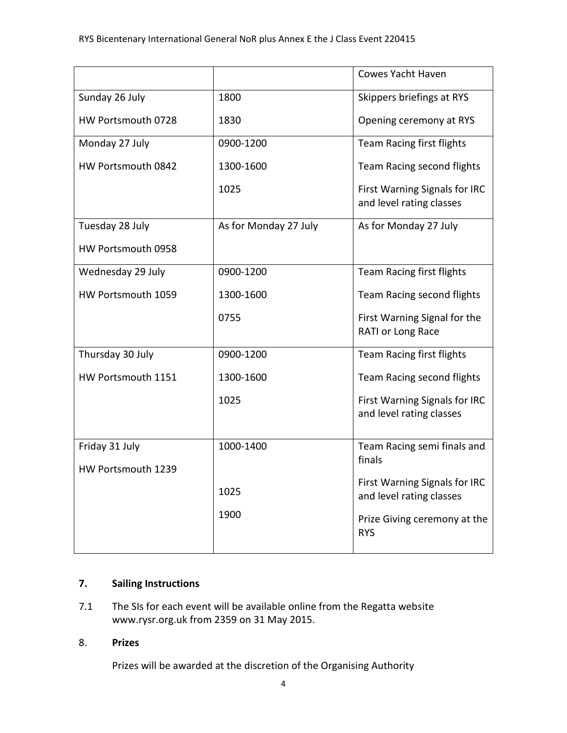| | | Cowes Yacht Haven |
|---|---|---|
| Sunday 26 July<br>HW Portsmouth 0728 | 1800<br>1830 | Skippers briefings at RYS<br>Opening ceremony at RYS |
| Monday 27 July<br>HW Portsmouth 0842 | 0900-1200<br>1300-1600<br>1025 | Team Racing first flights<br>Team Racing second flights<br>First Warning Signals for IRC and level rating classes |
| Tuesday 28 July<br>HW Portsmouth 0958 | As for Monday 27 July | As for Monday 27 July |
| Wednesday 29 July<br>HW Portsmouth 1059 | 0900-1200<br>1300-1600<br>0755 | Team Racing first flights<br>Team Racing second flights<br>First Warning Signal for the RATI or Long Race |
| Thursday 30 July<br>HW Portsmouth 1151 | 0900-1200<br>1300-1600<br>1025 | Team Racing first flights<br>Team Racing second flights<br>First Warning Signals for IRC and level rating classes |
| Friday 31 July<br>HW Portsmouth 1239 | 1000-1400<br>1025<br>1900 | Team Racing semi finals and finals<br>First Warning Signals for IRC and level rating classes<br>Prize Giving ceremony at the RYS |

## 7. Sailing Instructions

7.1 The SIs for each event will be available online from the Regatta website www.rysr.org.uk from 2359 on 31 May 2015.

## 8. Prizes

Prizes will be awarded at the discretion of the Organising Authority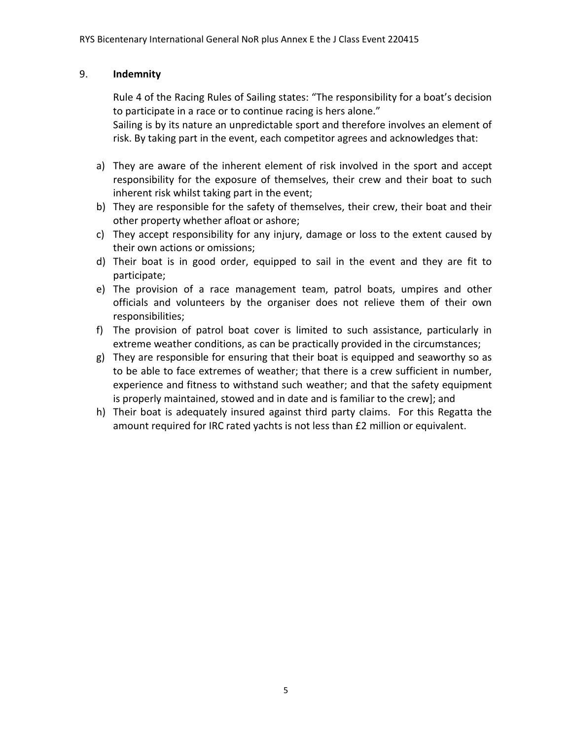## 9. **Indemnity**

Rule 4 of the Racing Rules of Sailing states: “The responsibility for a boat’s decision to participate in a race or to continue racing is hers alone.”
Sailing is by its nature an unpredictable sport and therefore involves an element of risk. By taking part in the event, each competitor agrees and acknowledges that:

a) They are aware of the inherent element of risk involved in the sport and accept responsibility for the exposure of themselves, their crew and their boat to such inherent risk whilst taking part in the event;
b) They are responsible for the safety of themselves, their crew, their boat and their other property whether afloat or ashore;
c) They accept responsibility for any injury, damage or loss to the extent caused by their own actions or omissions;
d) Their boat is in good order, equipped to sail in the event and they are fit to participate;
e) The provision of a race management team, patrol boats, umpires and other officials and volunteers by the organiser does not relieve them of their own responsibilities;
f) The provision of patrol boat cover is limited to such assistance, particularly in extreme weather conditions, as can be practically provided in the circumstances;
g) They are responsible for ensuring that their boat is equipped and seaworthy so as to be able to face extremes of weather; that there is a crew sufficient in number, experience and fitness to withstand such weather; and that the safety equipment is properly maintained, stowed and in date and is familiar to the crew]; and
h) Their boat is adequately insured against third party claims. For this Regatta the amount required for IRC rated yachts is not less than £2 million or equivalent.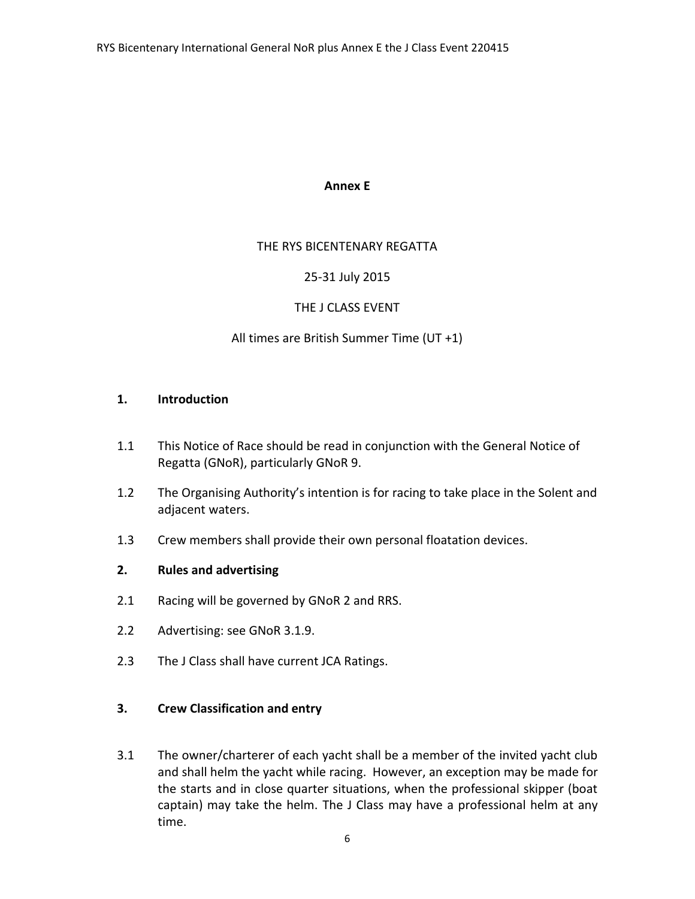# Annex E

THE RYS BICENTENARY REGATTA

25-31 July 2015

THE J CLASS EVENT

All times are British Summer Time (UT +1)

## 1. Introduction

1.1 This Notice of Race should be read in conjunction with the General Notice of Regatta (GNoR), particularly GNoR 9.

1.2 The Organising Authority's intention is for racing to take place in the Solent and adjacent waters.

1.3 Crew members shall provide their own personal floatation devices.

## 2. Rules and advertising

2.1 Racing will be governed by GNoR 2 and RRS.

2.2 Advertising: see GNoR 3.1.9.

2.3 The J Class shall have current JCA Ratings.

## 3. Crew Classification and entry

3.1 The owner/charterer of each yacht shall be a member of the invited yacht club and shall helm the yacht while racing. However, an exception may be made for the starts and in close quarter situations, when the professional skipper (boat captain) may take the helm. The J Class may have a professional helm at any time.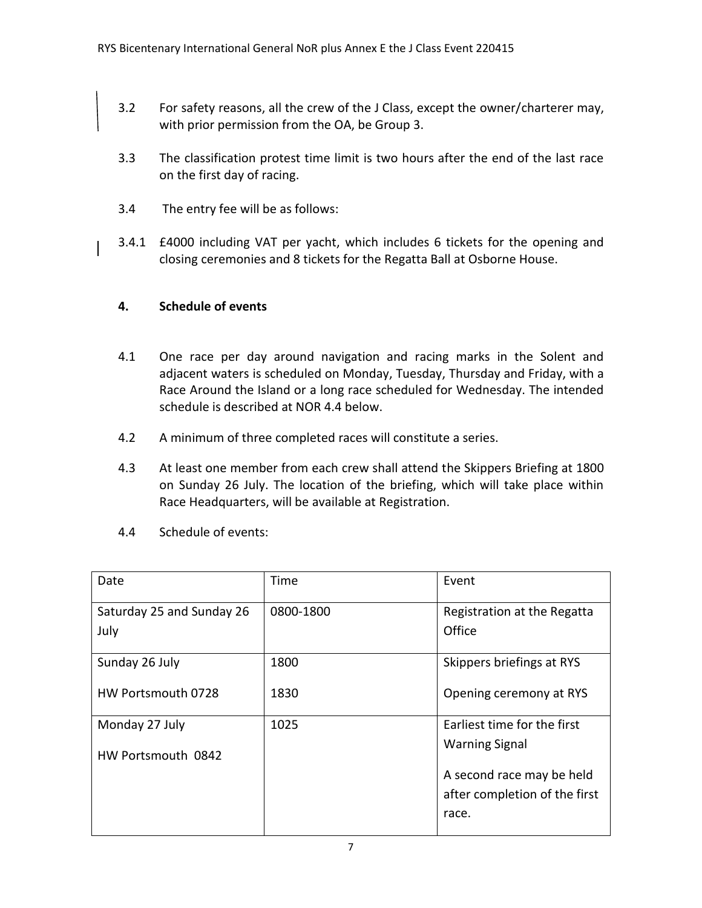3.2 For safety reasons, all the crew of the J Class, except the owner/charterer may, with prior permission from the OA, be Group 3.

3.3 The classification protest time limit is two hours after the end of the last race on the first day of racing.

3.4 The entry fee will be as follows:

3.4.1 £4000 including VAT per yacht, which includes 6 tickets for the opening and closing ceremonies and 8 tickets for the Regatta Ball at Osborne House.

## 4. Schedule of events

4.1 One race per day around navigation and racing marks in the Solent and adjacent waters is scheduled on Monday, Tuesday, Thursday and Friday, with a Race Around the Island or a long race scheduled for Wednesday. The intended schedule is described at NOR 4.4 below.

4.2 A minimum of three completed races will constitute a series.

4.3 At least one member from each crew shall attend the Skippers Briefing at 1800 on Sunday 26 July. The location of the briefing, which will take place within Race Headquarters, will be available at Registration.

4.4 Schedule of events:

| Date | Time | Event |
|---|---|---|
| Saturday 25 and Sunday 26 July | 0800-1800 | Registration at the Regatta Office |
| Sunday 26 July<br>HW Portsmouth 0728 | 1800<br>1830 | Skippers briefings at RYS<br>Opening ceremony at RYS |
| Monday 27 July<br>HW Portsmouth 0842 | 1025 | Earliest time for the first Warning Signal<br>A second race may be held after completion of the first race. |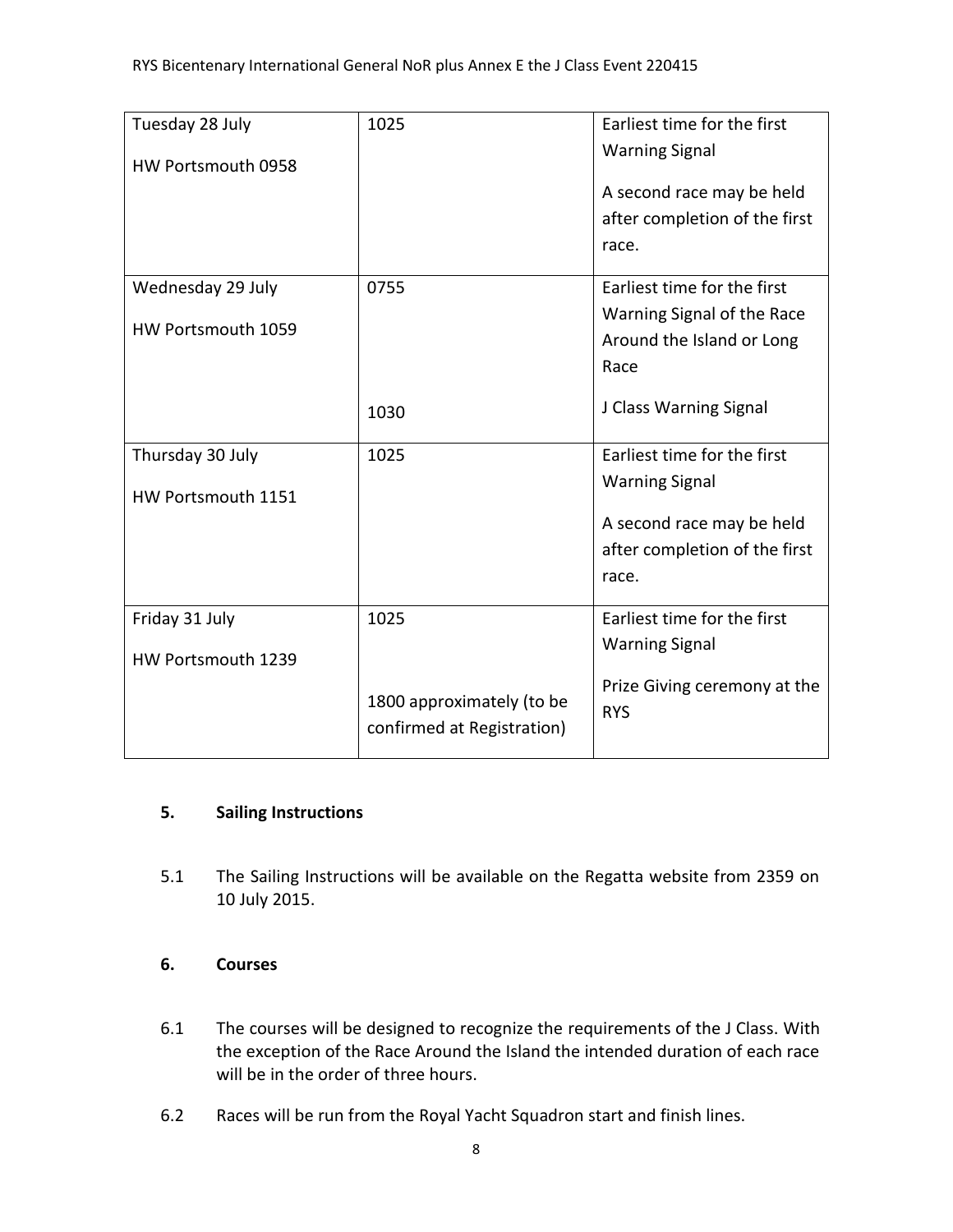| | | |
|---|---|---|
| Tuesday 28 July<br><br>HW Portsmouth 0958 | 1025 | Earliest time for the first Warning Signal<br><br>A second race may be held after completion of the first race. |
| Wednesday 29 July<br><br>HW Portsmouth 1059 | 0755<br><br>1030 | Earliest time for the first Warning Signal of the Race Around the Island or Long Race<br><br>J Class Warning Signal |
| Thursday 30 July<br><br>HW Portsmouth 1151 | 1025 | Earliest time for the first Warning Signal<br><br>A second race may be held after completion of the first race. |
| Friday 31 July<br><br>HW Portsmouth 1239 | 1025<br><br>1800 approximately (to be confirmed at Registration) | Earliest time for the first Warning Signal<br><br>Prize Giving ceremony at the RYS |

## 5. Sailing Instructions

5.1 The Sailing Instructions will be available on the Regatta website from 2359 on 10 July 2015.

## 6. Courses

6.1 The courses will be designed to recognize the requirements of the J Class. With the exception of the Race Around the Island the intended duration of each race will be in the order of three hours.

6.2 Races will be run from the Royal Yacht Squadron start and finish lines.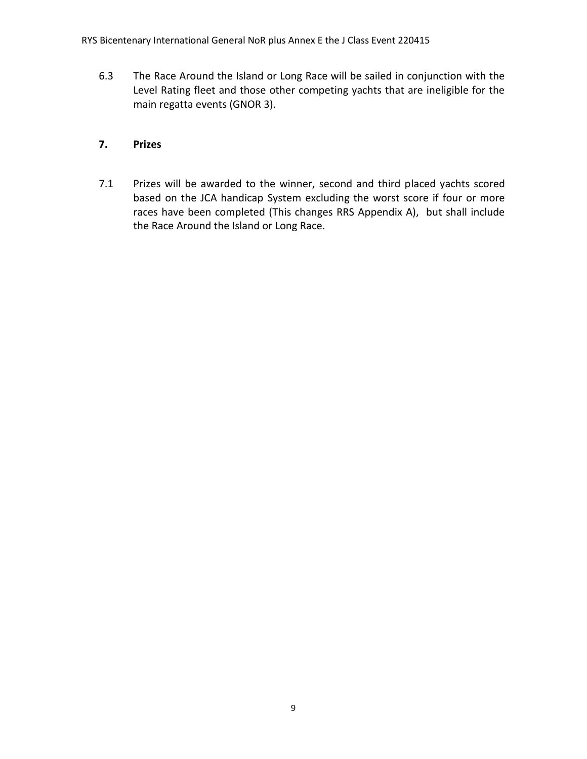6.3 The Race Around the Island or Long Race will be sailed in conjunction with the Level Rating fleet and those other competing yachts that are ineligible for the main regatta events (GNOR 3).

## 7. Prizes

7.1 Prizes will be awarded to the winner, second and third placed yachts scored based on the JCA handicap System excluding the worst score if four or more races have been completed (This changes RRS Appendix A), but shall include the Race Around the Island or Long Race.